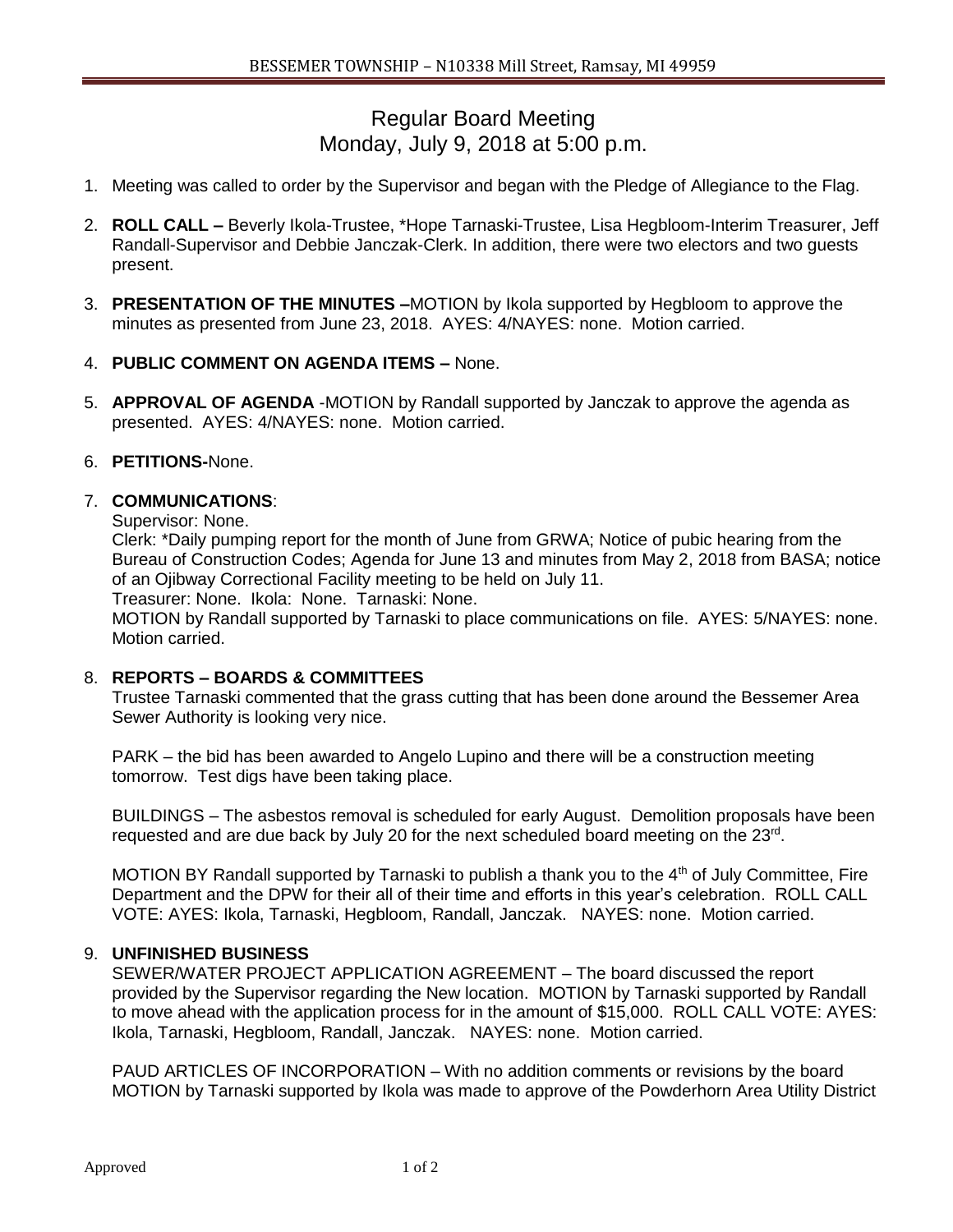# Regular Board Meeting
## Monday, July 9, 2018 at 5:00 p.m.

1. Meeting was called to order by the Supervisor and began with the Pledge of Allegiance to the Flag.

2. **ROLL CALL –** Beverly Ikola-Trustee, *Hope Tarnaski-Trustee, Lisa Hegbloom-Interim Treasurer, Jeff Randall-Supervisor and Debbie Janczak-Clerk. In addition, there were two electors and two guests present.

3. **PRESENTATION OF THE MINUTES –**MOTION by Ikola supported by Hegbloom to approve the minutes as presented from June 23, 2018. AYES: 4/NAYES: none. Motion carried.

4. **PUBLIC COMMENT ON AGENDA ITEMS –** None.

5. **APPROVAL OF AGENDA** -MOTION by Randall supported by Janczak to approve the agenda as presented. AYES: 4/NAYES: none. Motion carried.

6. **PETITIONS-**None.

7. **COMMUNICATIONS**:

   Supervisor: None.

   Clerk: *Daily pumping report for the month of June from GRWA; Notice of pubic hearing from the Bureau of Construction Codes; Agenda for June 13 and minutes from May 2, 2018 from BASA; notice of an Ojibway Correctional Facility meeting to be held on July 11.

   Treasurer: None. Ikola: None. Tarnaski: None.

   MOTION by Randall supported by Tarnaski to place communications on file. AYES: 5/NAYES: none. Motion carried.

8. **REPORTS – BOARDS & COMMITTEES**

   Trustee Tarnaski commented that the grass cutting that has been done around the Bessemer Area Sewer Authority is looking very nice.

   PARK – the bid has been awarded to Angelo Lupino and there will be a construction meeting tomorrow. Test digs have been taking place.

   BUILDINGS – The asbestos removal is scheduled for early August. Demolition proposals have been requested and are due back by July 20 for the next scheduled board meeting on the 23rd.

   MOTION BY Randall supported by Tarnaski to publish a thank you to the 4th of July Committee, Fire Department and the DPW for their all of their time and efforts in this year's celebration. ROLL CALL VOTE: AYES: Ikola, Tarnaski, Hegbloom, Randall, Janczak. NAYES: none. Motion carried.

9. **UNFINISHED BUSINESS**

   SEWER/WATER PROJECT APPLICATION AGREEMENT – The board discussed the report provided by the Supervisor regarding the New location. MOTION by Tarnaski supported by Randall to move ahead with the application process for in the amount of $15,000. ROLL CALL VOTE: AYES: Ikola, Tarnaski, Hegbloom, Randall, Janczak. NAYES: none. Motion carried.

   PAUD ARTICLES OF INCORPORATION – With no addition comments or revisions by the board MOTION by Tarnaski supported by Ikola was made to approve of the Powderhorn Area Utility District

Approved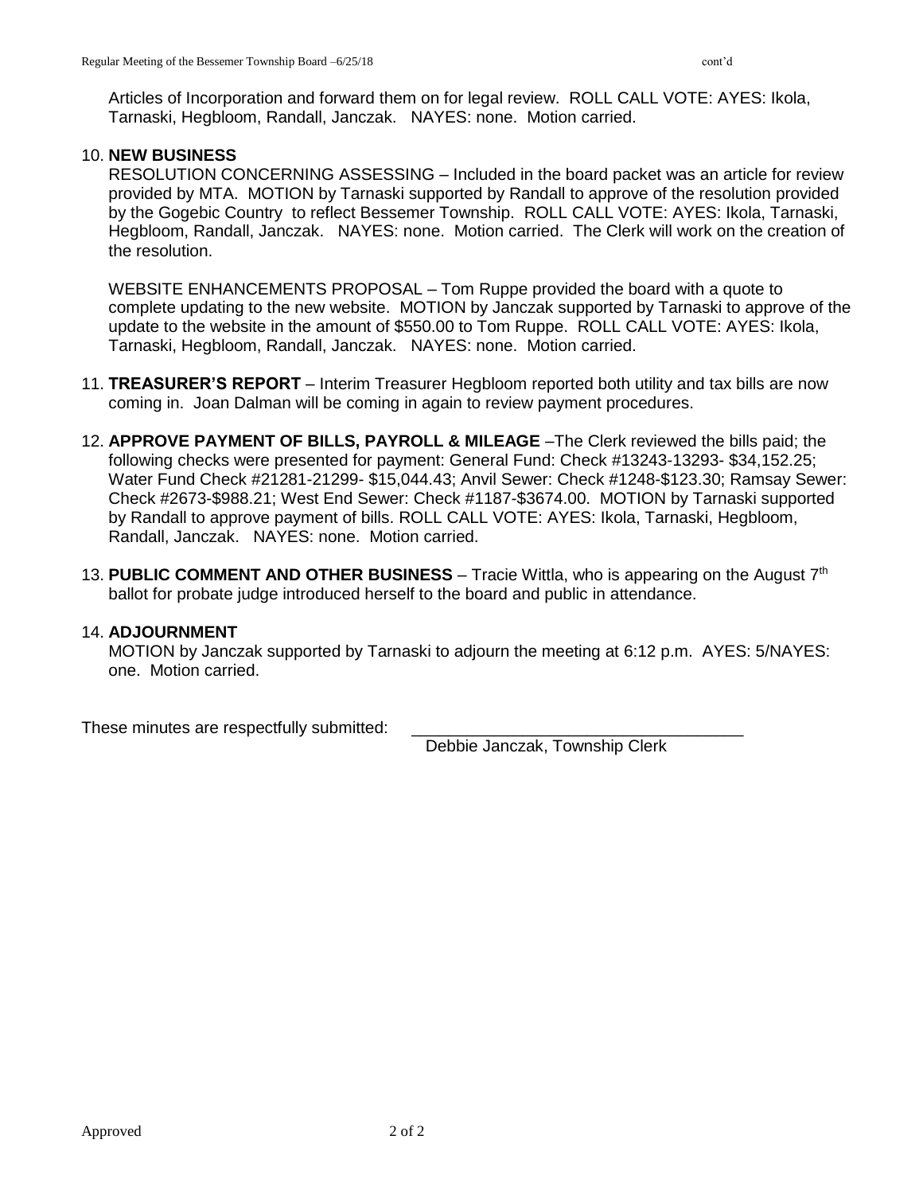Articles of Incorporation and forward them on for legal review. ROLL CALL VOTE: AYES: Ikola, Tarnaski, Hegbloom, Randall, Janczak. NAYES: none. Motion carried.

10. **NEW BUSINESS**

    RESOLUTION CONCERNING ASSESSING – Included in the board packet was an article for review provided by MTA. MOTION by Tarnaski supported by Randall to approve of the resolution provided by the Gogebic Country to reflect Bessemer Township. ROLL CALL VOTE: AYES: Ikola, Tarnaski, Hegbloom, Randall, Janczak. NAYES: none. Motion carried. The Clerk will work on the creation of the resolution.

    WEBSITE ENHANCEMENTS PROPOSAL – Tom Ruppe provided the board with a quote to complete updating to the new website. MOTION by Janczak supported by Tarnaski to approve of the update to the website in the amount of $550.00 to Tom Ruppe. ROLL CALL VOTE: AYES: Ikola, Tarnaski, Hegbloom, Randall, Janczak. NAYES: none. Motion carried.

11. **TREASURER'S REPORT** – Interim Treasurer Hegbloom reported both utility and tax bills are now coming in. Joan Dalman will be coming in again to review payment procedures.

12. **APPROVE PAYMENT OF BILLS, PAYROLL & MILEAGE** –The Clerk reviewed the bills paid; the following checks were presented for payment: General Fund: Check #13243-13293- $34,152.25; Water Fund Check #21281-21299- $15,044.43; Anvil Sewer: Check #1248-$123.30; Ramsay Sewer: Check #2673-$988.21; West End Sewer: Check #1187-$3674.00. MOTION by Tarnaski supported by Randall to approve payment of bills. ROLL CALL VOTE: AYES: Ikola, Tarnaski, Hegbloom, Randall, Janczak. NAYES: none. Motion carried.

13. **PUBLIC COMMENT AND OTHER BUSINESS** – Tracie Wittla, who is appearing on the August 7th ballot for probate judge introduced herself to the board and public in attendance.

14. **ADJOURNMENT**

    MOTION by Janczak supported by Tarnaski to adjourn the meeting at 6:12 p.m. AYES: 5/NAYES: one. Motion carried.

These minutes are respectfully submitted: ____________________________________

Debbie Janczak, Township Clerk

Approved